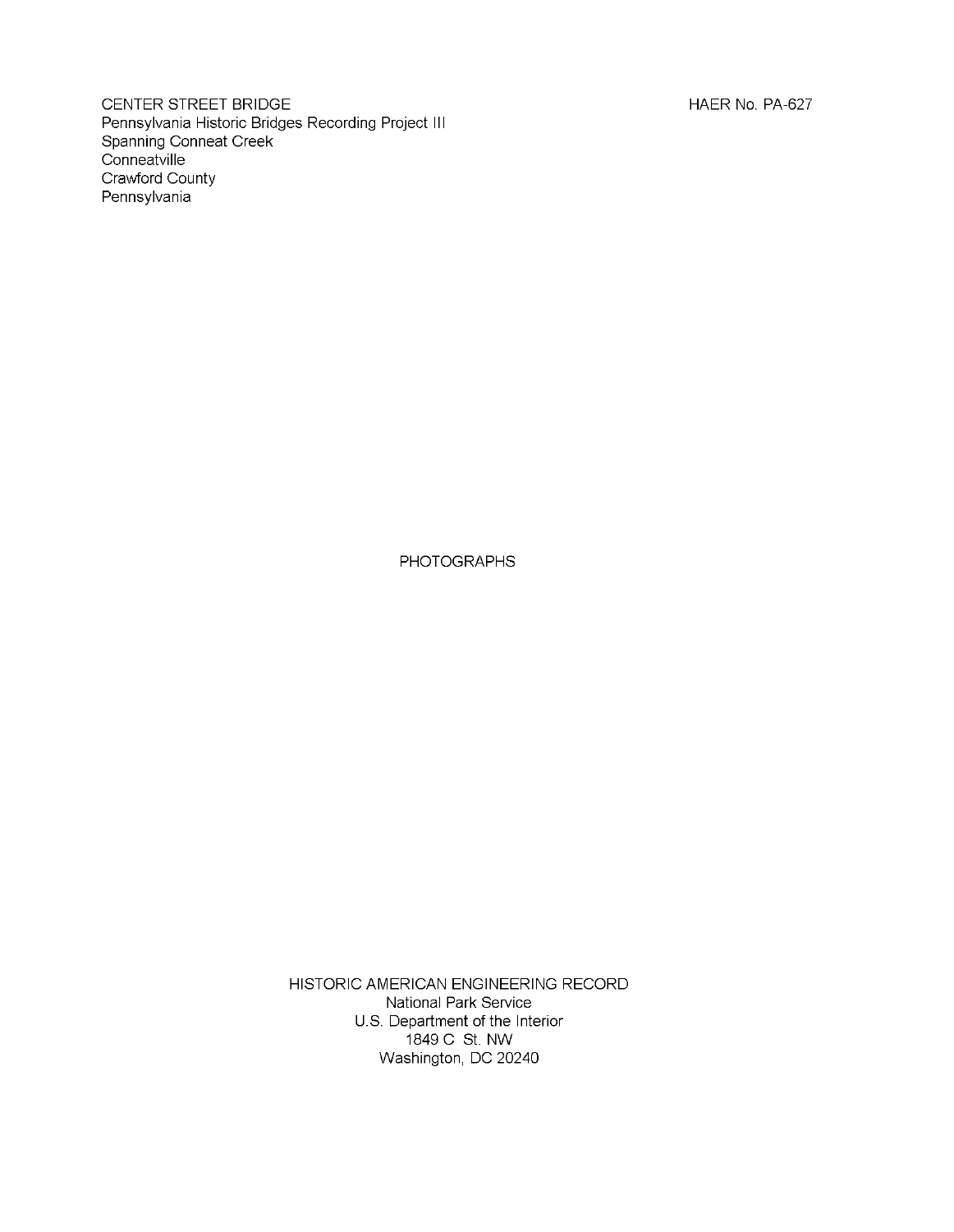CENTER STREET BRIDGE
Pennsylvania Historic Bridges Recording Project III
Spanning Conneat Creek
Conneatville
Crawford County
Pennsylvania

HAER No. PA-627

PHOTOGRAPHS

HISTORIC AMERICAN ENGINEERING RECORD
National Park Service
U.S. Department of the Interior
1849 C St. NW
Washington, DC 20240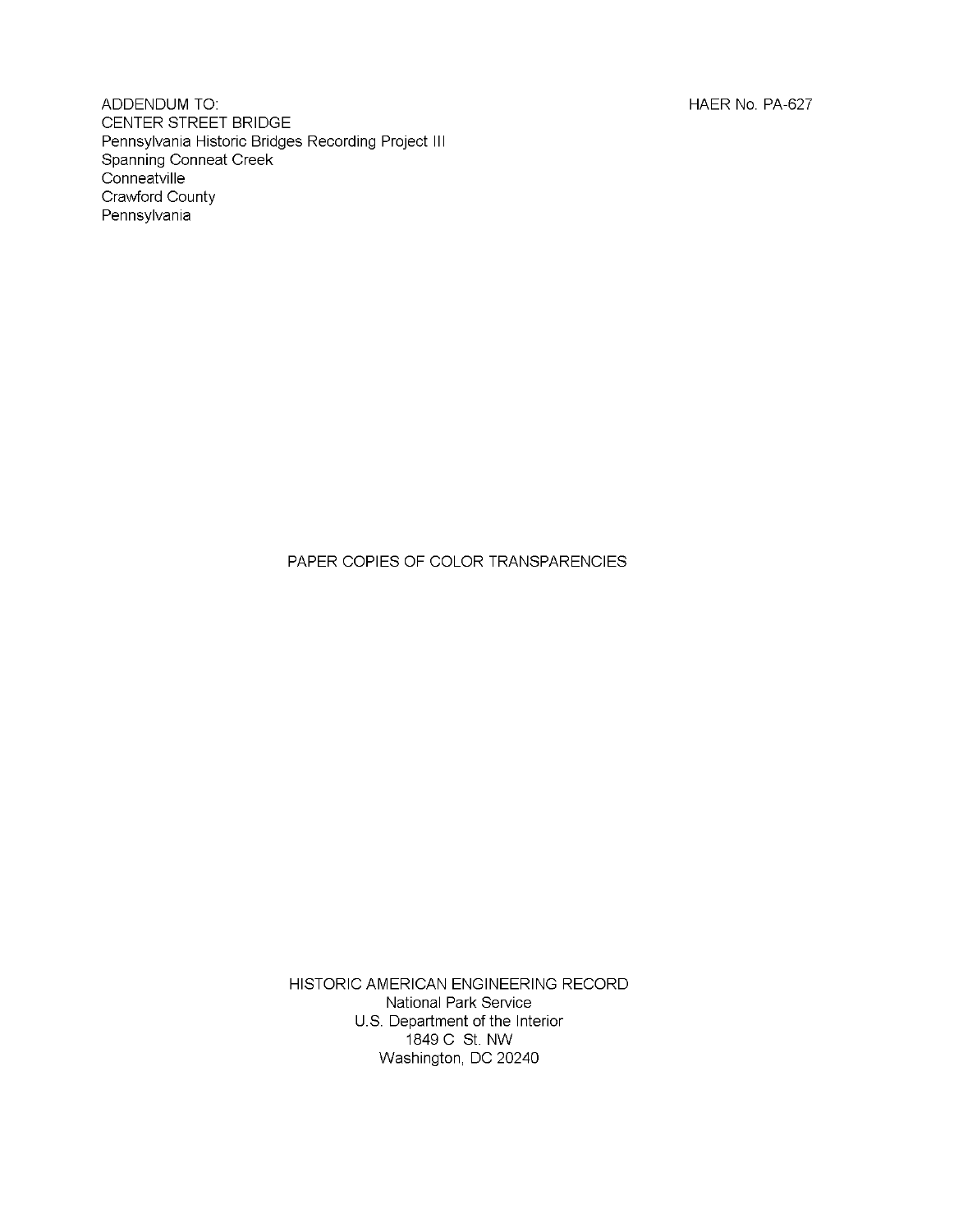ADDENDUM TO:
CENTER STREET BRIDGE
Pennsylvania Historic Bridges Recording Project III
Spanning Conneat Creek
Conneatville
Crawford County
Pennsylvania

HAER No. PA-627

PAPER COPIES OF COLOR TRANSPARENCIES

HISTORIC AMERICAN ENGINEERING RECORD
National Park Service
U.S. Department of the Interior
1849 C St. NW
Washington, DC 20240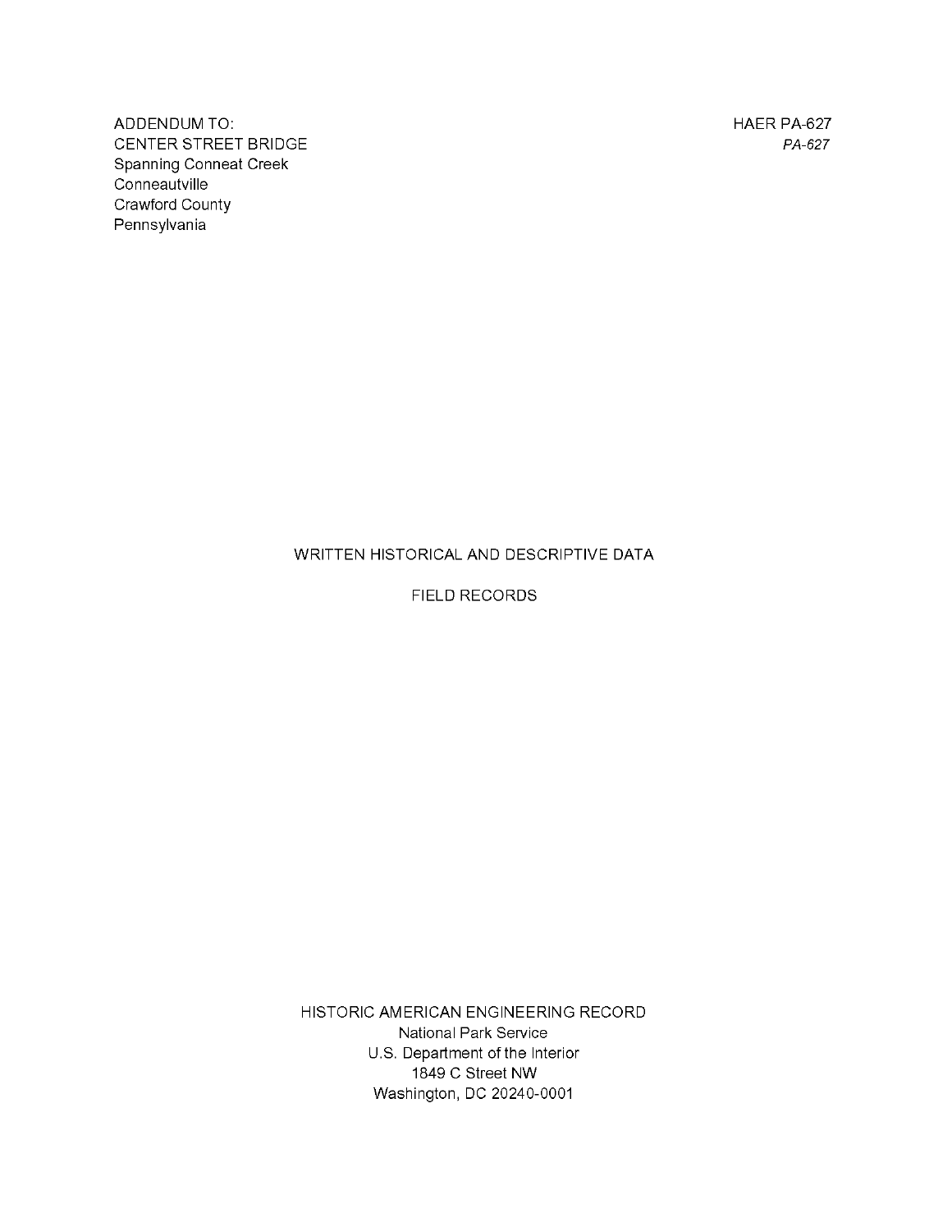ADDENDUM TO:
CENTER STREET BRIDGE
Spanning Conneat Creek
Conneautville
Crawford County
Pennsylvania

HAER PA-627
*PA-627*

WRITTEN HISTORICAL AND DESCRIPTIVE DATA

FIELD RECORDS

HISTORIC AMERICAN ENGINEERING RECORD
National Park Service
U.S. Department of the Interior
1849 C Street NW
Washington, DC 20240-0001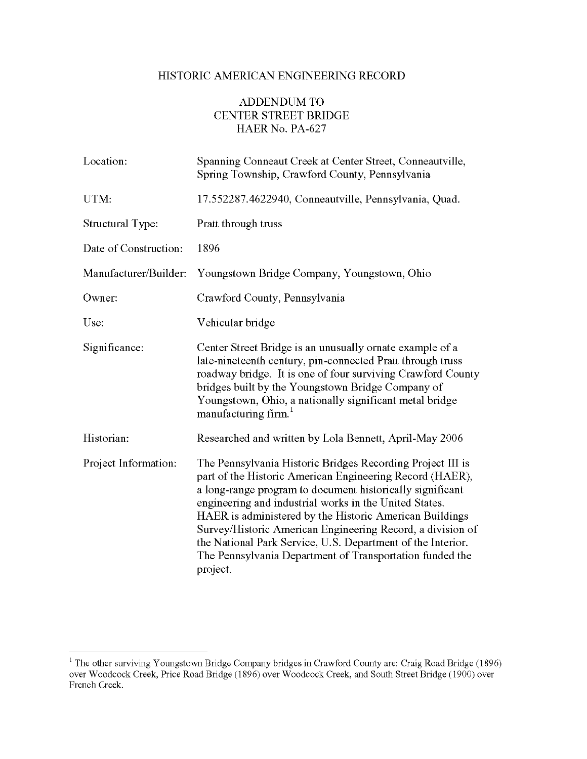# HISTORIC AMERICAN ENGINEERING RECORD

## ADDENDUM TO CENTER STREET BRIDGE HAER No. PA-627

| | |
|---|---|
| Location: | Spanning Conneaut Creek at Center Street, Conneautville, Spring Township, Crawford County, Pennsylvania |
| UTM: | 17.552287.4622940, Conneautville, Pennsylvania, Quad. |
| Structural Type: | Pratt through truss |
| Date of Construction: | 1896 |
| Manufacturer/Builder: | Youngstown Bridge Company, Youngstown, Ohio |
| Owner: | Crawford County, Pennsylvania |
| Use: | Vehicular bridge |
| Significance: | Center Street Bridge is an unusually ornate example of a late-nineteenth century, pin-connected Pratt through truss roadway bridge. It is one of four surviving Crawford County bridges built by the Youngstown Bridge Company of Youngstown, Ohio, a nationally significant metal bridge manufacturing firm.[1] |
| Historian: | Researched and written by Lola Bennett, April-May 2006 |
| Project Information: | The Pennsylvania Historic Bridges Recording Project III is part of the Historic American Engineering Record (HAER), a long-range program to document historically significant engineering and industrial works in the United States. HAER is administered by the Historic American Buildings Survey/Historic American Engineering Record, a division of the National Park Service, U.S. Department of the Interior. The Pennsylvania Department of Transportation funded the project. |

[1] The other surviving Youngstown Bridge Company bridges in Crawford County are: Craig Road Bridge (1896) over Woodcock Creek, Price Road Bridge (1896) over Woodcock Creek, and South Street Bridge (1900) over French Creek.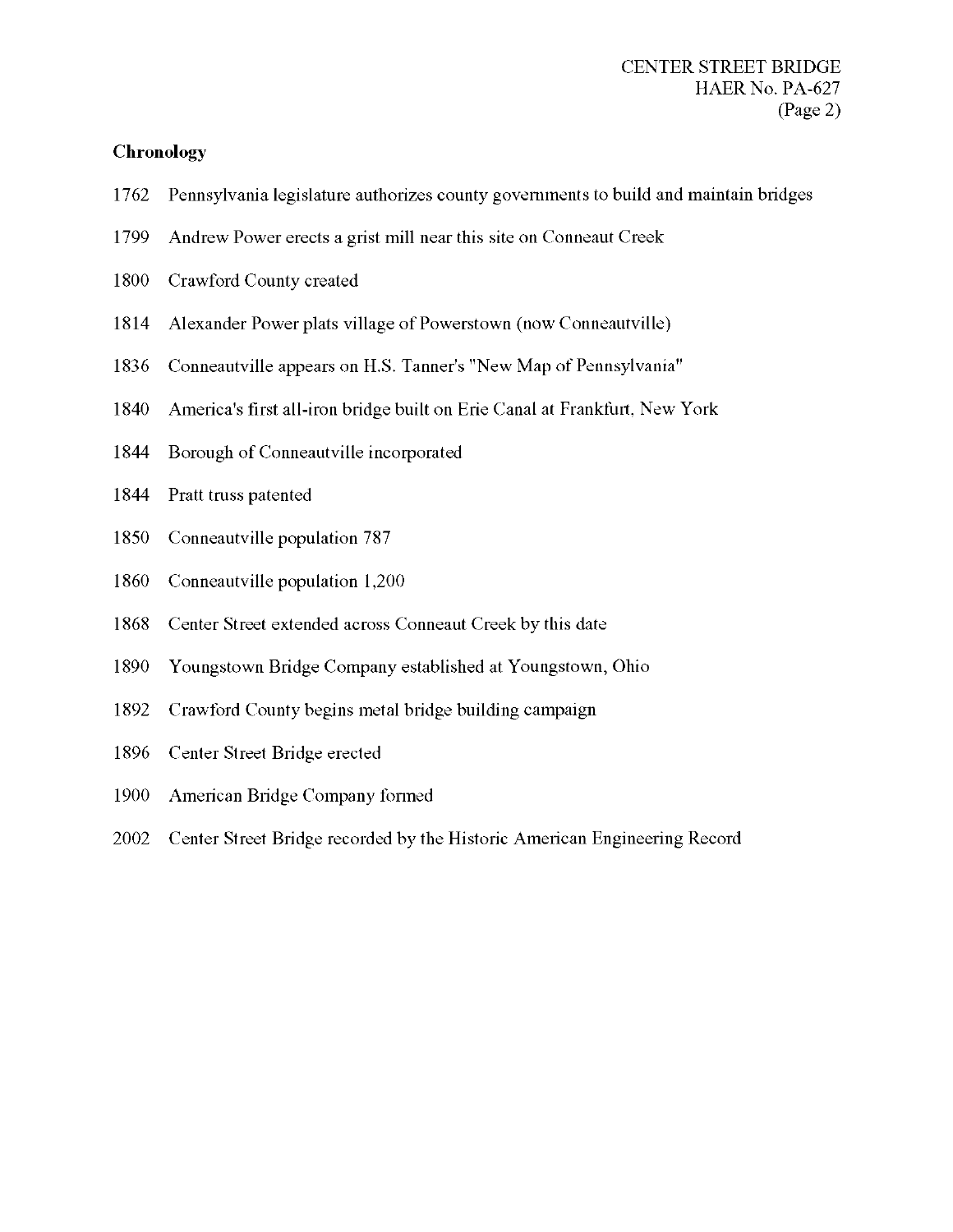**Chronology**

1762 Pennsylvania legislature authorizes county governments to build and maintain bridges

1799 Andrew Power erects a grist mill near this site on Conneaut Creek

1800 Crawford County created

1814 Alexander Power plats village of Powerstown (now Conneautville)

1836 Conneautville appears on H.S. Tanner's "New Map of Pennsylvania"

1840 America's first all-iron bridge built on Erie Canal at Frankfurt, New York

1844 Borough of Conneautville incorporated

1844 Pratt truss patented

1850 Conneautville population 787

1860 Conneautville population 1,200

1868 Center Street extended across Conneaut Creek by this date

1890 Youngstown Bridge Company established at Youngstown, Ohio

1892 Crawford County begins metal bridge building campaign

1896 Center Street Bridge erected

1900 American Bridge Company formed

2002 Center Street Bridge recorded by the Historic American Engineering Record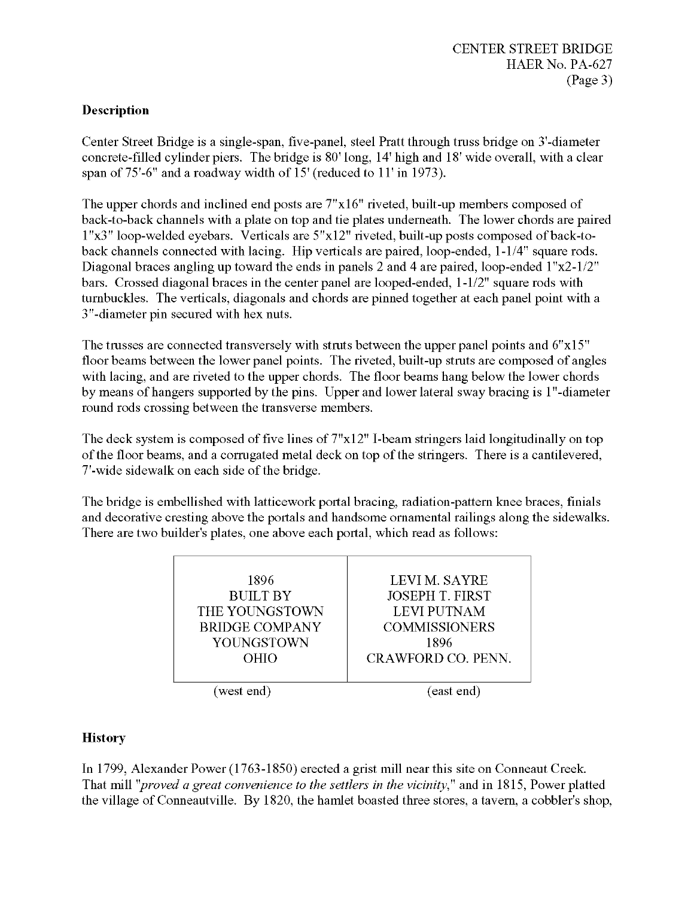## Description

Center Street Bridge is a single-span, five-panel, steel Pratt through truss bridge on 3'-diameter concrete-filled cylinder piers. The bridge is 80' long, 14' high and 18' wide overall, with a clear span of 75'-6" and a roadway width of 15' (reduced to 11' in 1973).

The upper chords and inclined end posts are 7"x16" riveted, built-up members composed of back-to-back channels with a plate on top and tie plates underneath. The lower chords are paired 1"x3" loop-welded eyebars. Verticals are 5"x12" riveted, built-up posts composed of back-to-back channels connected with lacing. Hip verticals are paired, loop-ended, 1-1/4" square rods. Diagonal braces angling up toward the ends in panels 2 and 4 are paired, loop-ended 1"x2-1/2" bars. Crossed diagonal braces in the center panel are looped-ended, 1-1/2" square rods with turnbuckles. The verticals, diagonals and chords are pinned together at each panel point with a 3"-diameter pin secured with hex nuts.

The trusses are connected transversely with struts between the upper panel points and 6"x15" floor beams between the lower panel points. The riveted, built-up struts are composed of angles with lacing, and are riveted to the upper chords. The floor beams hang below the lower chords by means of hangers supported by the pins. Upper and lower lateral sway bracing is 1"-diameter round rods crossing between the transverse members.

The deck system is composed of five lines of 7"x12" I-beam stringers laid longitudinally on top of the floor beams, and a corrugated metal deck on top of the stringers. There is a cantilevered, 7'-wide sidewalk on each side of the bridge.

The bridge is embellished with latticework portal bracing, radiation-pattern knee braces, finials and decorative cresting above the portals and handsome ornamental railings along the sidewalks. There are two builder's plates, one above each portal, which read as follows:

| 1896<br>BUILT BY<br>THE YOUNGSTOWN<br>BRIDGE COMPANY<br>YOUNGSTOWN<br>OHIO | LEVI M. SAYRE<br>JOSEPH T. FIRST<br>LEVI PUTNAM<br>COMMISSIONERS<br>1896<br>CRAWFORD CO. PENN. |
|---|---|
| (west end) | (east end) |

## History

In 1799, Alexander Power (1763-1850) erected a grist mill near this site on Conneaut Creek. That mill "*proved a great convenience to the settlers in the vicinity*," and in 1815, Power platted the village of Conneautville. By 1820, the hamlet boasted three stores, a tavern, a cobbler's shop,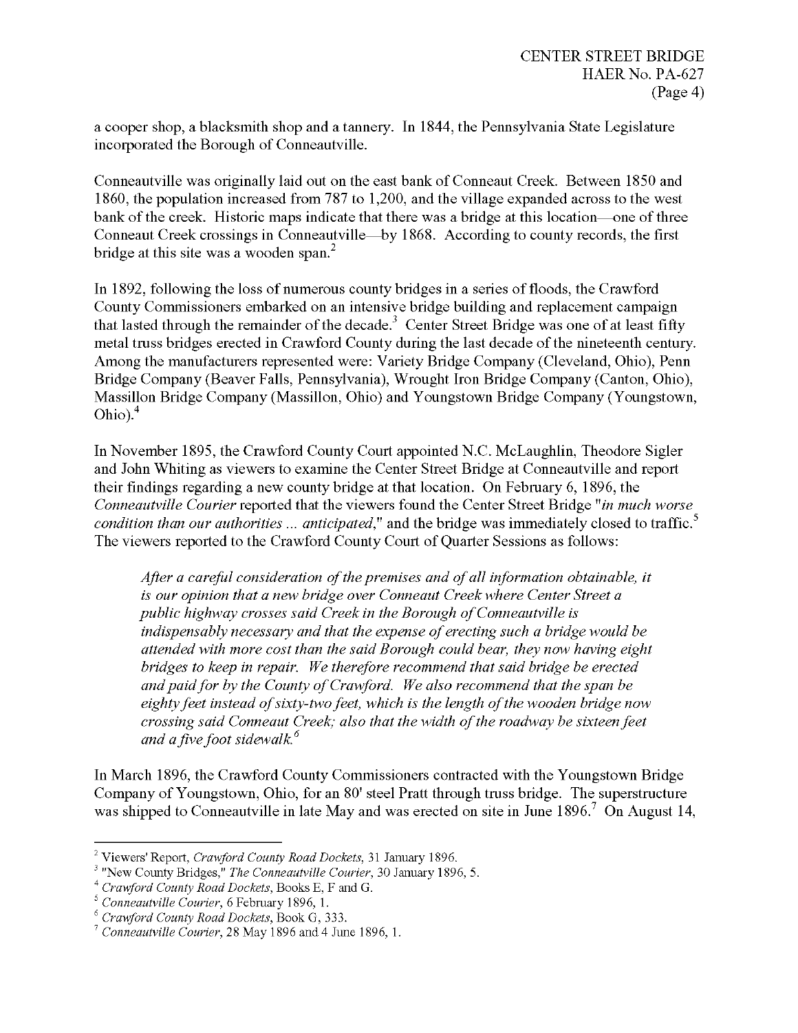a cooper shop, a blacksmith shop and a tannery. In 1844, the Pennsylvania State Legislature incorporated the Borough of Conneautville.

Conneautville was originally laid out on the east bank of Conneaut Creek. Between 1850 and 1860, the population increased from 787 to 1,200, and the village expanded across to the west bank of the creek. Historic maps indicate that there was a bridge at this location—one of three Conneaut Creek crossings in Conneautville—by 1868. According to county records, the first bridge at this site was a wooden span.[2]

In 1892, following the loss of numerous county bridges in a series of floods, the Crawford County Commissioners embarked on an intensive bridge building and replacement campaign that lasted through the remainder of the decade.[3] Center Street Bridge was one of at least fifty metal truss bridges erected in Crawford County during the last decade of the nineteenth century. Among the manufacturers represented were: Variety Bridge Company (Cleveland, Ohio), Penn Bridge Company (Beaver Falls, Pennsylvania), Wrought Iron Bridge Company (Canton, Ohio), Massillon Bridge Company (Massillon, Ohio) and Youngstown Bridge Company (Youngstown, Ohio).[4]

In November 1895, the Crawford County Court appointed N.C. McLaughlin, Theodore Sigler and John Whiting as viewers to examine the Center Street Bridge at Conneautville and report their findings regarding a new county bridge at that location. On February 6, 1896, the *Conneautville Courier* reported that the viewers found the Center Street Bridge "*in much worse condition than our authorities ... anticipated*," and the bridge was immediately closed to traffic.[5] The viewers reported to the Crawford County Court of Quarter Sessions as follows:

> *After a careful consideration of the premises and of all information obtainable, it is our opinion that a new bridge over Conneaut Creek where Center Street a public highway crosses said Creek in the Borough of Conneautville is indispensably necessary and that the expense of erecting such a bridge would be attended with more cost than the said Borough could bear, they now having eight bridges to keep in repair. We therefore recommend that said bridge be erected and paid for by the County of Crawford. We also recommend that the span be eighty feet instead of sixty-two feet, which is the length of the wooden bridge now crossing said Conneaut Creek; also that the width of the roadway be sixteen feet and a five foot sidewalk.*[6]

In March 1896, the Crawford County Commissioners contracted with the Youngstown Bridge Company of Youngstown, Ohio, for an 80' steel Pratt through truss bridge. The superstructure was shipped to Conneautville in late May and was erected on site in June 1896.[7] On August 14,

---

[2] Viewers' Report, *Crawford County Road Dockets*, 31 January 1896.

[3] "New County Bridges," *The Conneautville Courier*, 30 January 1896, 5.

[4] *Crawford County Road Dockets*, Books E, F and G.

[5] *Conneautville Courier*, 6 February 1896, 1.

[6] *Crawford County Road Dockets*, Book G, 333.

[7] *Conneautville Courier*, 28 May 1896 and 4 June 1896, 1.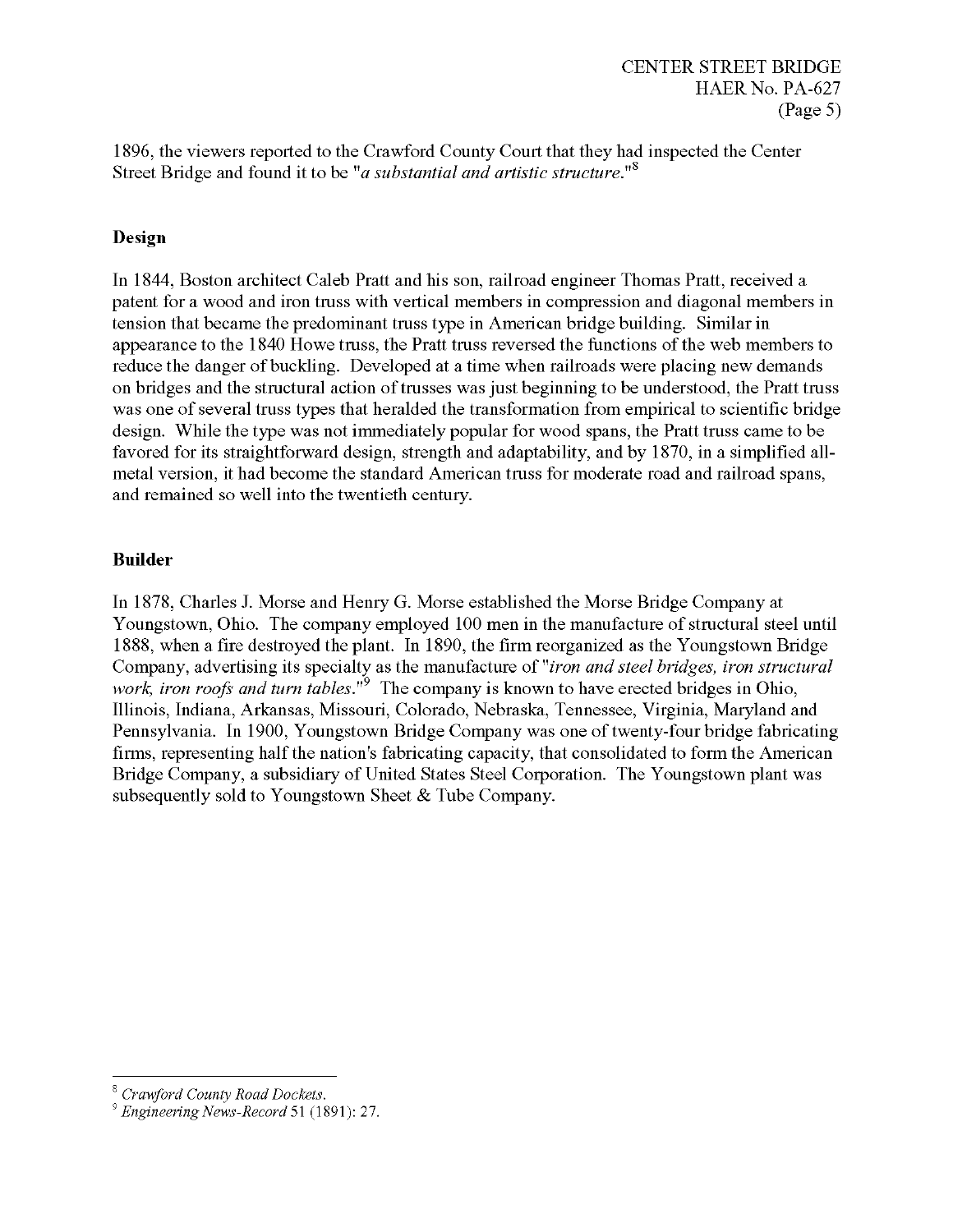1896, the viewers reported to the Crawford County Court that they had inspected the Center Street Bridge and found it to be "*a substantial and artistic structure*."[8]

## Design

In 1844, Boston architect Caleb Pratt and his son, railroad engineer Thomas Pratt, received a patent for a wood and iron truss with vertical members in compression and diagonal members in tension that became the predominant truss type in American bridge building. Similar in appearance to the 1840 Howe truss, the Pratt truss reversed the functions of the web members to reduce the danger of buckling. Developed at a time when railroads were placing new demands on bridges and the structural action of trusses was just beginning to be understood, the Pratt truss was one of several truss types that heralded the transformation from empirical to scientific bridge design. While the type was not immediately popular for wood spans, the Pratt truss came to be favored for its straightforward design, strength and adaptability, and by 1870, in a simplified all-metal version, it had become the standard American truss for moderate road and railroad spans, and remained so well into the twentieth century.

## Builder

In 1878, Charles J. Morse and Henry G. Morse established the Morse Bridge Company at Youngstown, Ohio. The company employed 100 men in the manufacture of structural steel until 1888, when a fire destroyed the plant. In 1890, the firm reorganized as the Youngstown Bridge Company, advertising its specialty as the manufacture of "*iron and steel bridges, iron structural work, iron roofs and turn tables*."[9] The company is known to have erected bridges in Ohio, Illinois, Indiana, Arkansas, Missouri, Colorado, Nebraska, Tennessee, Virginia, Maryland and Pennsylvania. In 1900, Youngstown Bridge Company was one of twenty-four bridge fabricating firms, representing half the nation's fabricating capacity, that consolidated to form the American Bridge Company, a subsidiary of United States Steel Corporation. The Youngstown plant was subsequently sold to Youngstown Sheet & Tube Company.

---

[8] *Crawford County Road Dockets*.

[9] *Engineering News-Record* 51 (1891): 27.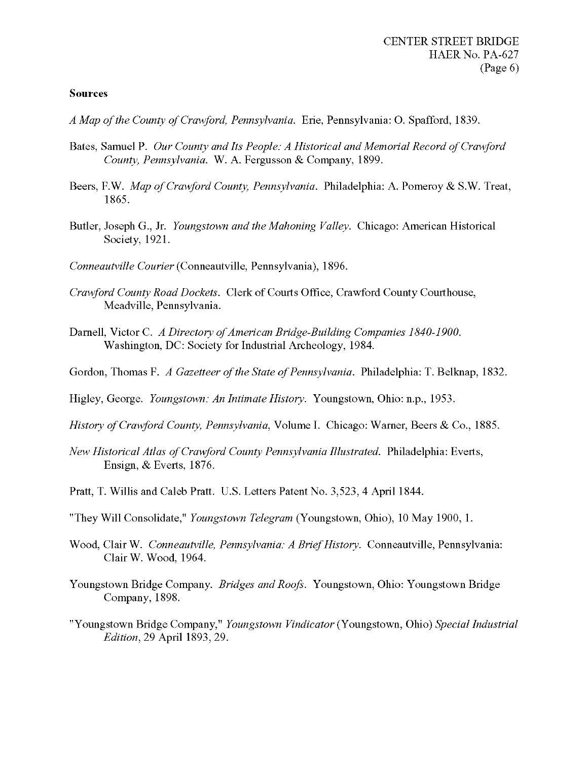**Sources**

*A Map of the County of Crawford, Pennsylvania.* Erie, Pennsylvania: O. Spafford, 1839.

Bates, Samuel P. *Our County and Its People: A Historical and Memorial Record of Crawford County, Pennsylvania.* W. A. Fergusson & Company, 1899.

Beers, F.W. *Map of Crawford County, Pennsylvania.* Philadelphia: A. Pomeroy & S.W. Treat, 1865.

Butler, Joseph G., Jr. *Youngstown and the Mahoning Valley.* Chicago: American Historical Society, 1921.

*Conneautville Courier* (Conneautville, Pennsylvania), 1896.

*Crawford County Road Dockets.* Clerk of Courts Office, Crawford County Courthouse, Meadville, Pennsylvania.

Darnell, Victor C. *A Directory of American Bridge-Building Companies 1840-1900.* Washington, DC: Society for Industrial Archeology, 1984.

Gordon, Thomas F. *A Gazetteer of the State of Pennsylvania.* Philadelphia: T. Belknap, 1832.

Higley, George. *Youngstown: An Intimate History.* Youngstown, Ohio: n.p., 1953.

*History of Crawford County, Pennsylvania,* Volume I. Chicago: Warner, Beers & Co., 1885.

*New Historical Atlas of Crawford County Pennsylvania Illustrated.* Philadelphia: Everts, Ensign, & Everts, 1876.

Pratt, T. Willis and Caleb Pratt. U.S. Letters Patent No. 3,523, 4 April 1844.

"They Will Consolidate," *Youngstown Telegram* (Youngstown, Ohio), 10 May 1900, 1.

Wood, Clair W. *Conneautville, Pennsylvania: A Brief History.* Conneautville, Pennsylvania: Clair W. Wood, 1964.

Youngstown Bridge Company. *Bridges and Roofs.* Youngstown, Ohio: Youngstown Bridge Company, 1898.

"Youngstown Bridge Company," *Youngstown Vindicator* (Youngstown, Ohio) *Special Industrial Edition*, 29 April 1893, 29.